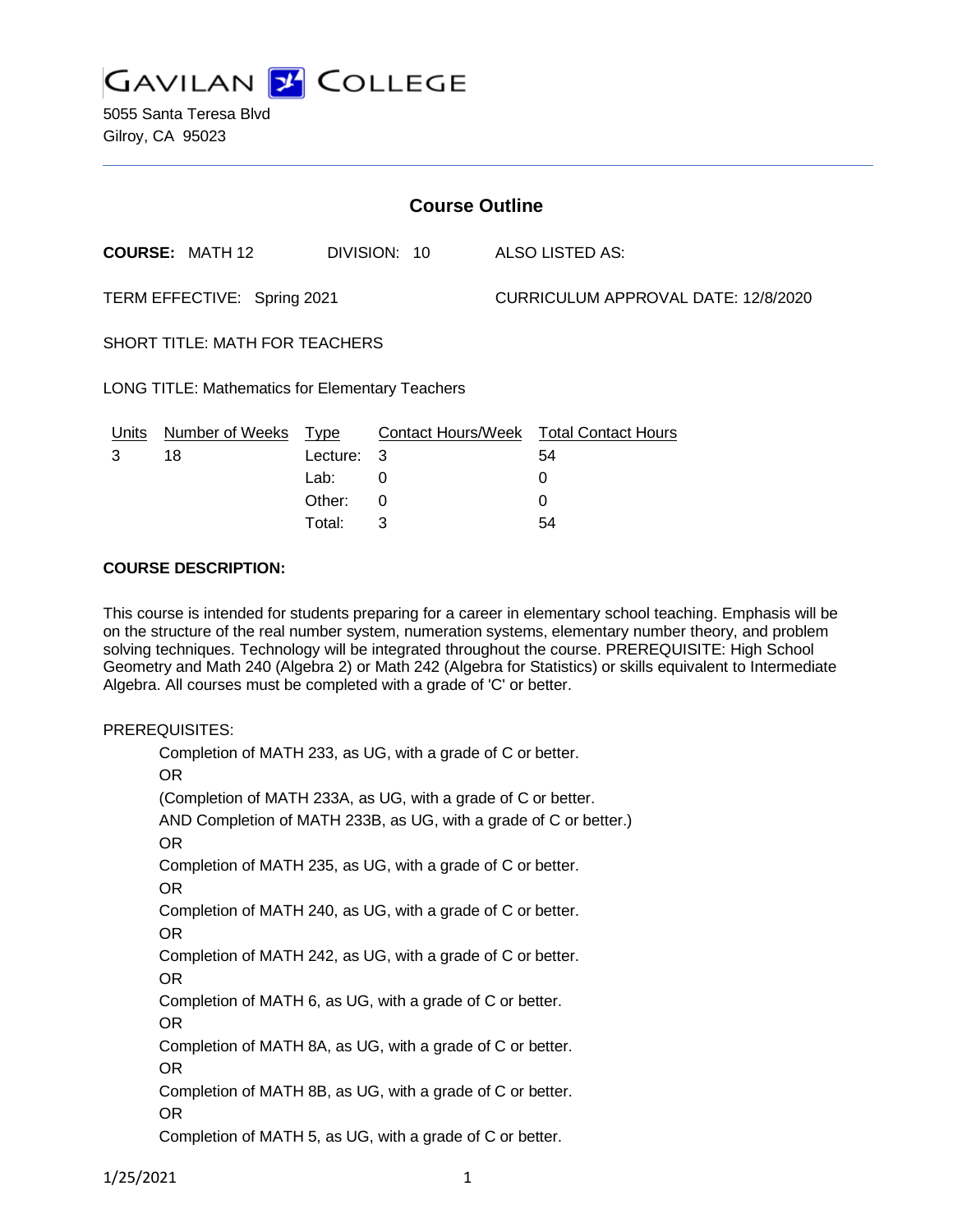# GAVILAN COLLEGE

5055 Santa Teresa Blvd
Gilroy, CA 95023

## Course Outline

**COURSE:** MATH 12 DIVISION: 10 ALSO LISTED AS:

TERM EFFECTIVE: Spring 2021 CURRICULUM APPROVAL DATE: 12/8/2020

SHORT TITLE: MATH FOR TEACHERS

LONG TITLE: Mathematics for Elementary Teachers

| Units | Number of Weeks | Type | Contact Hours/Week | Total Contact Hours |
|---|---|---|---|---|
| 3 | 18 | Lecture: | 3 | 54 |
| | | Lab: | 0 | 0 |
| | | Other: | 0 | 0 |
| | | Total: | 3 | 54 |

**COURSE DESCRIPTION:**

This course is intended for students preparing for a career in elementary school teaching. Emphasis will be on the structure of the real number system, numeration systems, elementary number theory, and problem solving techniques. Technology will be integrated throughout the course. PREREQUISITE: High School Geometry and Math 240 (Algebra 2) or Math 242 (Algebra for Statistics) or skills equivalent to Intermediate Algebra. All courses must be completed with a grade of 'C' or better.

PREREQUISITES:

Completion of MATH 233, as UG, with a grade of C or better.
OR
(Completion of MATH 233A, as UG, with a grade of C or better.
AND Completion of MATH 233B, as UG, with a grade of C or better.)
OR
Completion of MATH 235, as UG, with a grade of C or better.
OR
Completion of MATH 240, as UG, with a grade of C or better.
OR
Completion of MATH 242, as UG, with a grade of C or better.
OR
Completion of MATH 6, as UG, with a grade of C or better.
OR
Completion of MATH 8A, as UG, with a grade of C or better.
OR
Completion of MATH 8B, as UG, with a grade of C or better.
OR
Completion of MATH 5, as UG, with a grade of C or better.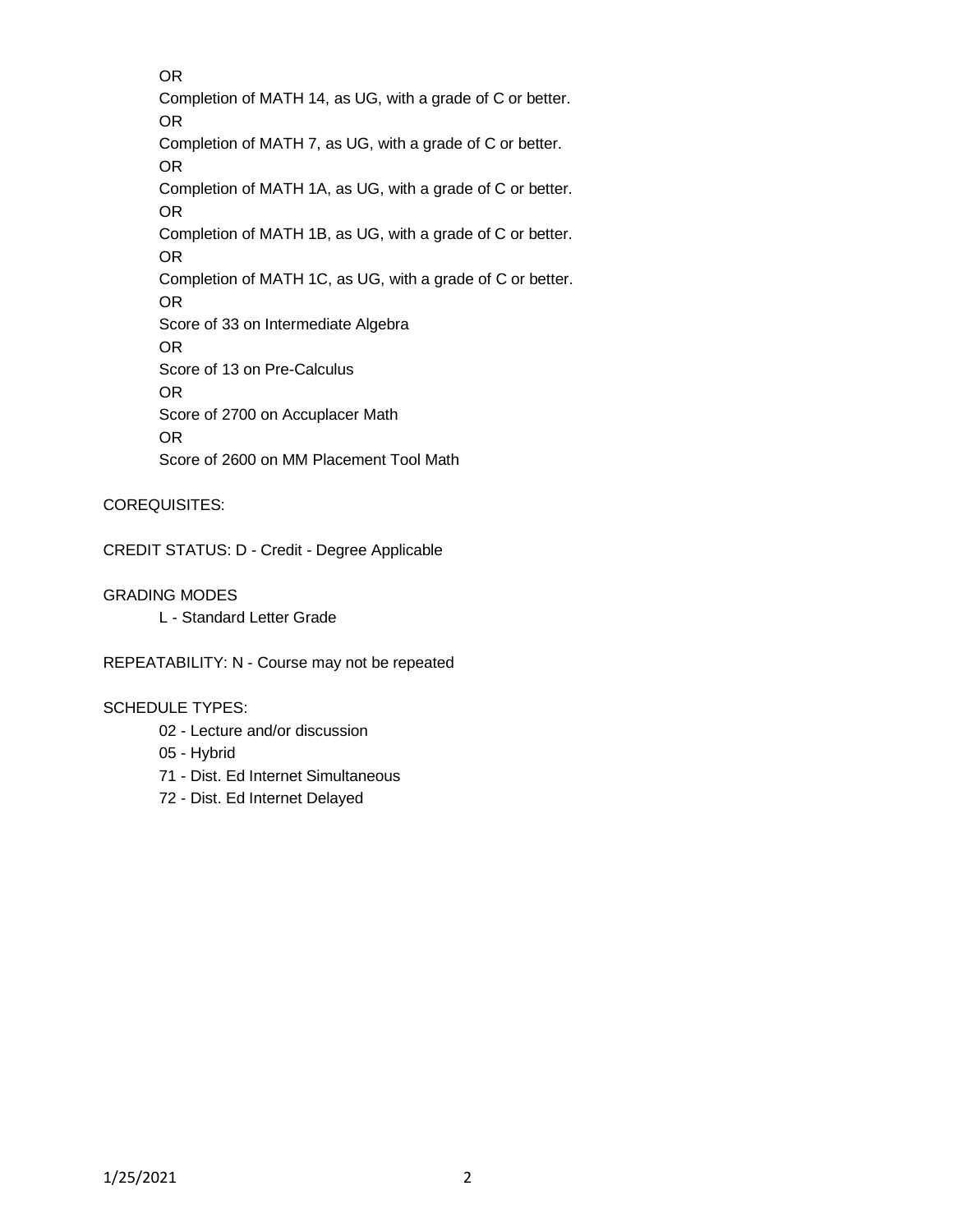OR

Completion of MATH 14, as UG, with a grade of C or better.

OR

Completion of MATH 7, as UG, with a grade of C or better.

OR

Completion of MATH 1A, as UG, with a grade of C or better.

OR

Completion of MATH 1B, as UG, with a grade of C or better.

OR

Completion of MATH 1C, as UG, with a grade of C or better.

OR

Score of 33 on Intermediate Algebra

OR

Score of 13 on Pre-Calculus

OR

Score of 2700 on Accuplacer Math

OR

Score of 2600 on MM Placement Tool Math

COREQUISITES:

CREDIT STATUS: D - Credit - Degree Applicable

GRADING MODES

L - Standard Letter Grade

REPEATABILITY: N - Course may not be repeated

SCHEDULE TYPES:

02 - Lecture and/or discussion

05 - Hybrid

71 - Dist. Ed Internet Simultaneous

72 - Dist. Ed Internet Delayed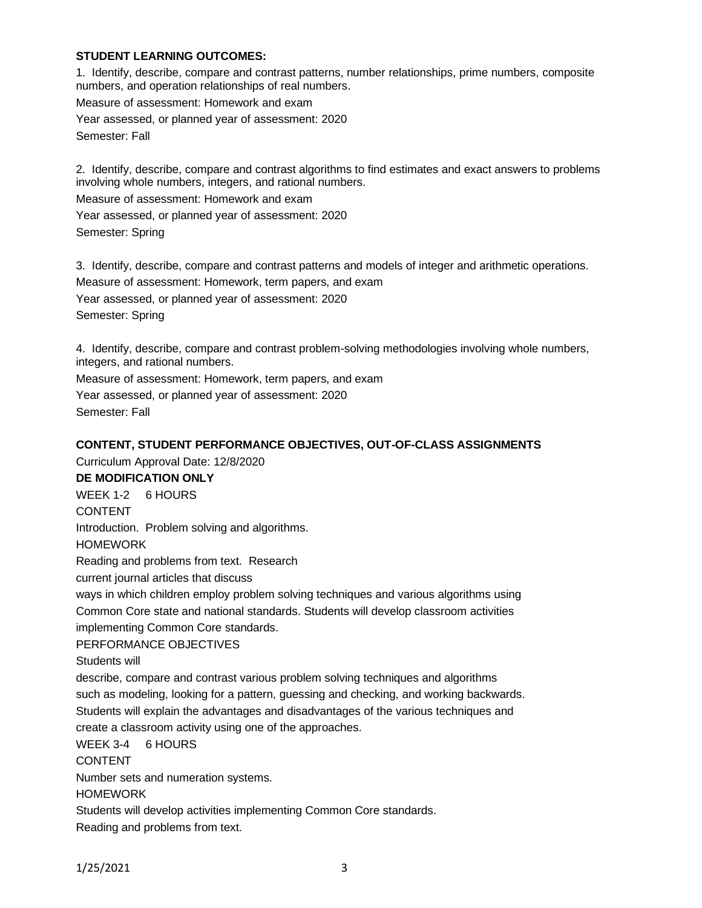**STUDENT LEARNING OUTCOMES:**

1. Identify, describe, compare and contrast patterns, number relationships, prime numbers, composite numbers, and operation relationships of real numbers.

Measure of assessment: Homework and exam

Year assessed, or planned year of assessment: 2020

Semester: Fall

2. Identify, describe, compare and contrast algorithms to find estimates and exact answers to problems involving whole numbers, integers, and rational numbers.

Measure of assessment: Homework and exam

Year assessed, or planned year of assessment: 2020

Semester: Spring

3. Identify, describe, compare and contrast patterns and models of integer and arithmetic operations.

Measure of assessment: Homework, term papers, and exam

Year assessed, or planned year of assessment: 2020

Semester: Spring

4. Identify, describe, compare and contrast problem-solving methodologies involving whole numbers, integers, and rational numbers.

Measure of assessment: Homework, term papers, and exam

Year assessed, or planned year of assessment: 2020

Semester: Fall

**CONTENT, STUDENT PERFORMANCE OBJECTIVES, OUT-OF-CLASS ASSIGNMENTS**

Curriculum Approval Date: 12/8/2020

**DE MODIFICATION ONLY**

WEEK 1-2 6 HOURS

CONTENT

Introduction. Problem solving and algorithms.

HOMEWORK

Reading and problems from text. Research current journal articles that discuss ways in which children employ problem solving techniques and various algorithms using Common Core state and national standards. Students will develop classroom activities implementing Common Core standards.

PERFORMANCE OBJECTIVES

Students will describe, compare and contrast various problem solving techniques and algorithms such as modeling, looking for a pattern, guessing and checking, and working backwards. Students will explain the advantages and disadvantages of the various techniques and create a classroom activity using one of the approaches.

WEEK 3-4 6 HOURS

CONTENT

Number sets and numeration systems.

HOMEWORK

Students will develop activities implementing Common Core standards.

Reading and problems from text.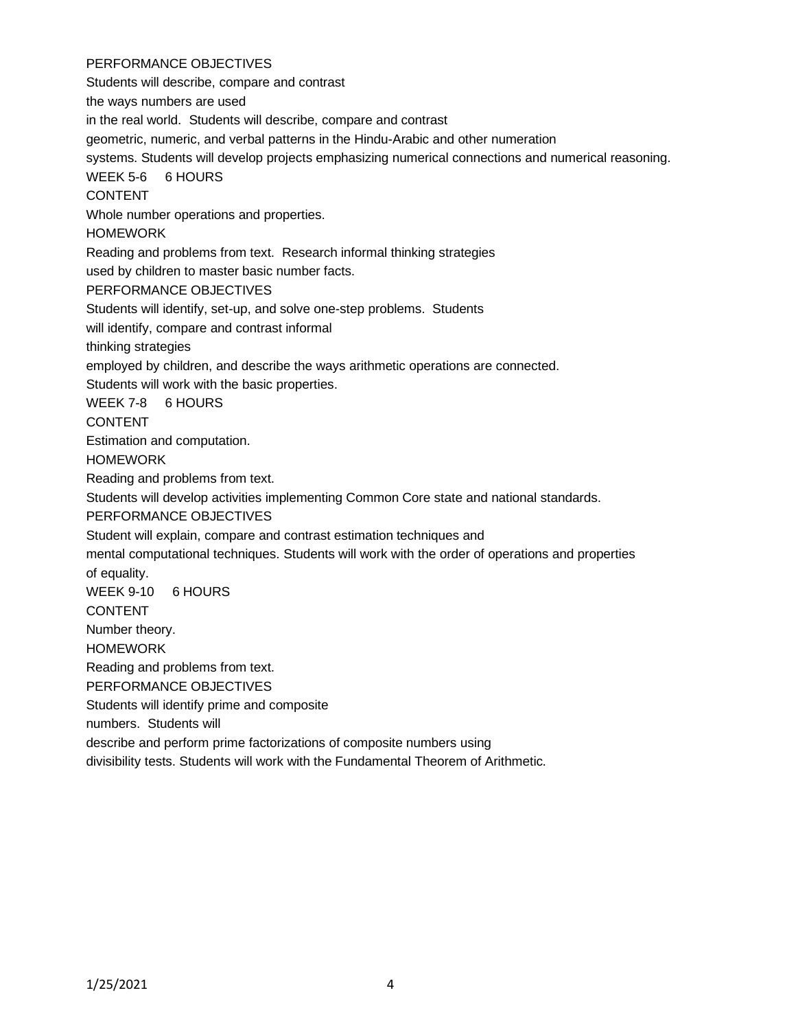PERFORMANCE OBJECTIVES

Students will describe, compare and contrast the ways numbers are used in the real world. Students will describe, compare and contrast geometric, numeric, and verbal patterns in the Hindu-Arabic and other numeration systems. Students will develop projects emphasizing numerical connections and numerical reasoning.

WEEK 5-6 6 HOURS

CONTENT

Whole number operations and properties.

HOMEWORK

Reading and problems from text. Research informal thinking strategies used by children to master basic number facts.

PERFORMANCE OBJECTIVES

Students will identify, set-up, and solve one-step problems. Students will identify, compare and contrast informal thinking strategies employed by children, and describe the ways arithmetic operations are connected. Students will work with the basic properties.

WEEK 7-8 6 HOURS

CONTENT

Estimation and computation.

HOMEWORK

Reading and problems from text.

Students will develop activities implementing Common Core state and national standards.

PERFORMANCE OBJECTIVES

Student will explain, compare and contrast estimation techniques and mental computational techniques. Students will work with the order of operations and properties of equality.

WEEK 9-10 6 HOURS

CONTENT

Number theory.

HOMEWORK

Reading and problems from text.

PERFORMANCE OBJECTIVES

Students will identify prime and composite numbers. Students will describe and perform prime factorizations of composite numbers using divisibility tests. Students will work with the Fundamental Theorem of Arithmetic.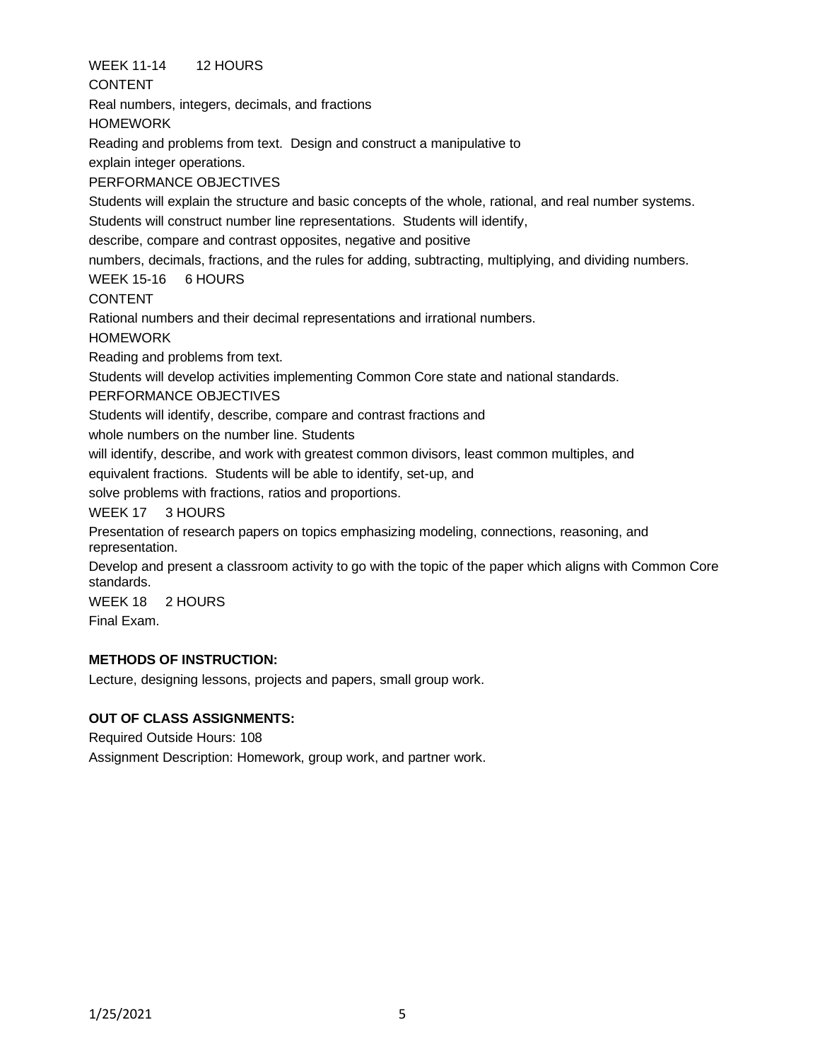WEEK 11-14 12 HOURS

CONTENT

Real numbers, integers, decimals, and fractions

HOMEWORK

Reading and problems from text. Design and construct a manipulative to explain integer operations.

PERFORMANCE OBJECTIVES

Students will explain the structure and basic concepts of the whole, rational, and real number systems. Students will construct number line representations. Students will identify, describe, compare and contrast opposites, negative and positive numbers, decimals, fractions, and the rules for adding, subtracting, multiplying, and dividing numbers.

WEEK 15-16 6 HOURS

CONTENT

Rational numbers and their decimal representations and irrational numbers.

HOMEWORK

Reading and problems from text.

Students will develop activities implementing Common Core state and national standards.

PERFORMANCE OBJECTIVES

Students will identify, describe, compare and contrast fractions and whole numbers on the number line. Students will identify, describe, and work with greatest common divisors, least common multiples, and equivalent fractions. Students will be able to identify, set-up, and solve problems with fractions, ratios and proportions.

WEEK 17 3 HOURS

Presentation of research papers on topics emphasizing modeling, connections, reasoning, and representation.

Develop and present a classroom activity to go with the topic of the paper which aligns with Common Core standards.

WEEK 18 2 HOURS

Final Exam.

**METHODS OF INSTRUCTION:**

Lecture, designing lessons, projects and papers, small group work.

**OUT OF CLASS ASSIGNMENTS:**

Required Outside Hours: 108

Assignment Description: Homework, group work, and partner work.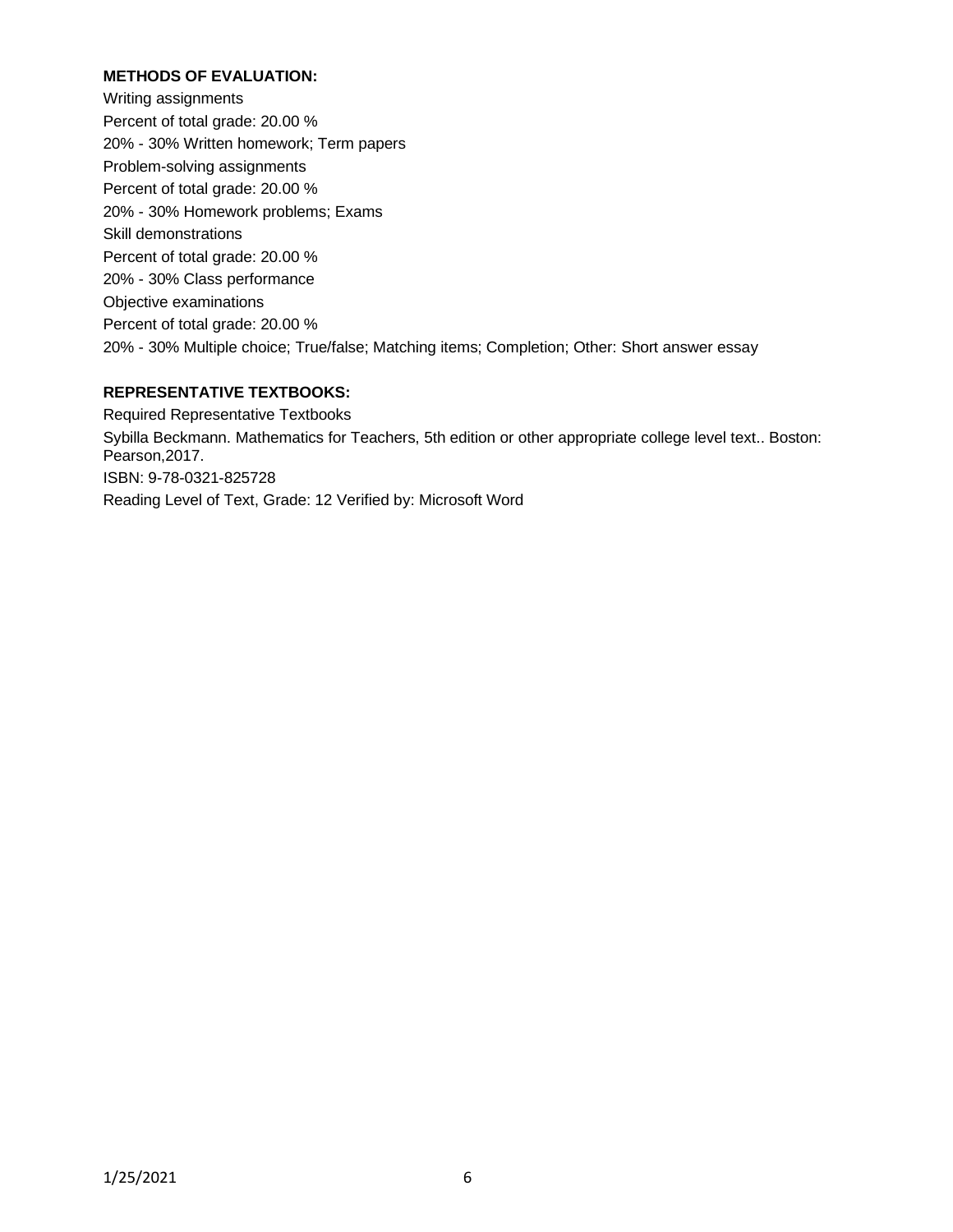**METHODS OF EVALUATION:**

Writing assignments
Percent of total grade: 20.00 %
20% - 30% Written homework; Term papers
Problem-solving assignments
Percent of total grade: 20.00 %
20% - 30% Homework problems; Exams
Skill demonstrations
Percent of total grade: 20.00 %
20% - 30% Class performance
Objective examinations
Percent of total grade: 20.00 %
20% - 30% Multiple choice; True/false; Matching items; Completion; Other: Short answer essay

**REPRESENTATIVE TEXTBOOKS:**

Required Representative Textbooks
Sybilla Beckmann. Mathematics for Teachers, 5th edition or other appropriate college level text.. Boston: Pearson,2017.
ISBN: 9-78-0321-825728
Reading Level of Text, Grade: 12 Verified by: Microsoft Word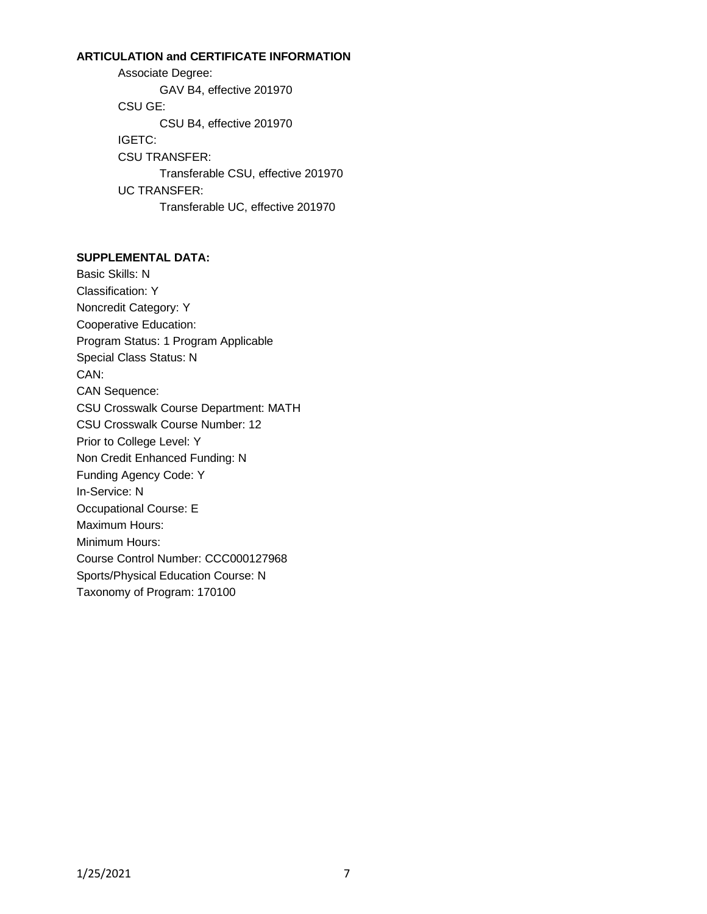**ARTICULATION and CERTIFICATE INFORMATION**

Associate Degree:

GAV B4, effective 201970

CSU GE:

CSU B4, effective 201970

IGETC:

CSU TRANSFER:

Transferable CSU, effective 201970

UC TRANSFER:

Transferable UC, effective 201970

**SUPPLEMENTAL DATA:**

Basic Skills: N
Classification: Y
Noncredit Category: Y
Cooperative Education:
Program Status: 1 Program Applicable
Special Class Status: N
CAN:
CAN Sequence:
CSU Crosswalk Course Department: MATH
CSU Crosswalk Course Number: 12
Prior to College Level: Y
Non Credit Enhanced Funding: N
Funding Agency Code: Y
In-Service: N
Occupational Course: E
Maximum Hours:
Minimum Hours:
Course Control Number: CCC000127968
Sports/Physical Education Course: N
Taxonomy of Program: 170100